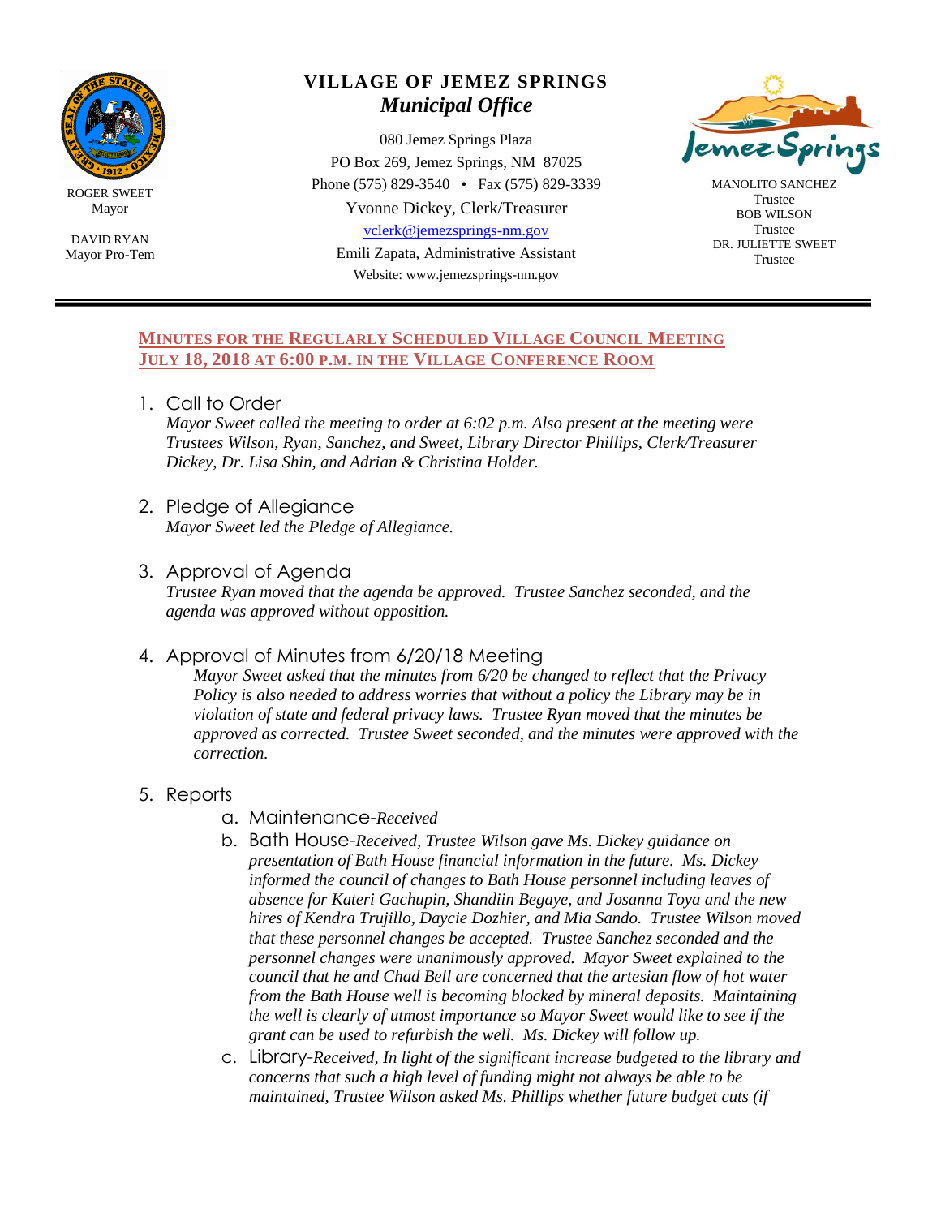ROGER SWEET
Mayor

DAVID RYAN
Mayor Pro-Tem

# VILLAGE OF JEMEZ SPRINGS
## *Municipal Office*

080 Jemez Springs Plaza
PO Box 269, Jemez Springs, NM 87025
Phone (575) 829-3540 • Fax (575) 829-3339
Yvonne Dickey, Clerk/Treasurer
vclerk@jemezsprings-nm.gov
Emili Zapata, Administrative Assistant
Website: www.jemezsprings-nm.gov

MANOLITO SANCHEZ
Trustee
BOB WILSON
Trustee
DR. JULIETTE SWEET
Trustee

---

**MINUTES FOR THE REGULARLY SCHEDULED VILLAGE COUNCIL MEETING JULY 18, 2018 AT 6:00 P.M. IN THE VILLAGE CONFERENCE ROOM**

1. Call to Order
   *Mayor Sweet called the meeting to order at 6:02 p.m. Also present at the meeting were Trustees Wilson, Ryan, Sanchez, and Sweet, Library Director Phillips, Clerk/Treasurer Dickey, Dr. Lisa Shin, and Adrian & Christina Holder.*

2. Pledge of Allegiance
   *Mayor Sweet led the Pledge of Allegiance.*

3. Approval of Agenda
   *Trustee Ryan moved that the agenda be approved. Trustee Sanchez seconded, and the agenda was approved without opposition.*

4. Approval of Minutes from 6/20/18 Meeting
   *Mayor Sweet asked that the minutes from 6/20 be changed to reflect that the Privacy Policy is also needed to address worries that without a policy the Library may be in violation of state and federal privacy laws. Trustee Ryan moved that the minutes be approved as corrected. Trustee Sweet seconded, and the minutes were approved with the correction.*

5. Reports
   a. Maintenance-*Received*
   b. Bath House-*Received, Trustee Wilson gave Ms. Dickey guidance on presentation of Bath House financial information in the future. Ms. Dickey informed the council of changes to Bath House personnel including leaves of absence for Kateri Gachupin, Shandiin Begaye, and Josanna Toya and the new hires of Kendra Trujillo, Daycie Dozhier, and Mia Sando. Trustee Wilson moved that these personnel changes be accepted. Trustee Sanchez seconded and the personnel changes were unanimously approved. Mayor Sweet explained to the council that he and Chad Bell are concerned that the artesian flow of hot water from the Bath House well is becoming blocked by mineral deposits. Maintaining the well is clearly of utmost importance so Mayor Sweet would like to see if the grant can be used to refurbish the well. Ms. Dickey will follow up.*
   c. Library-*Received, In light of the significant increase budgeted to the library and concerns that such a high level of funding might not always be able to be maintained, Trustee Wilson asked Ms. Phillips whether future budget cuts (if*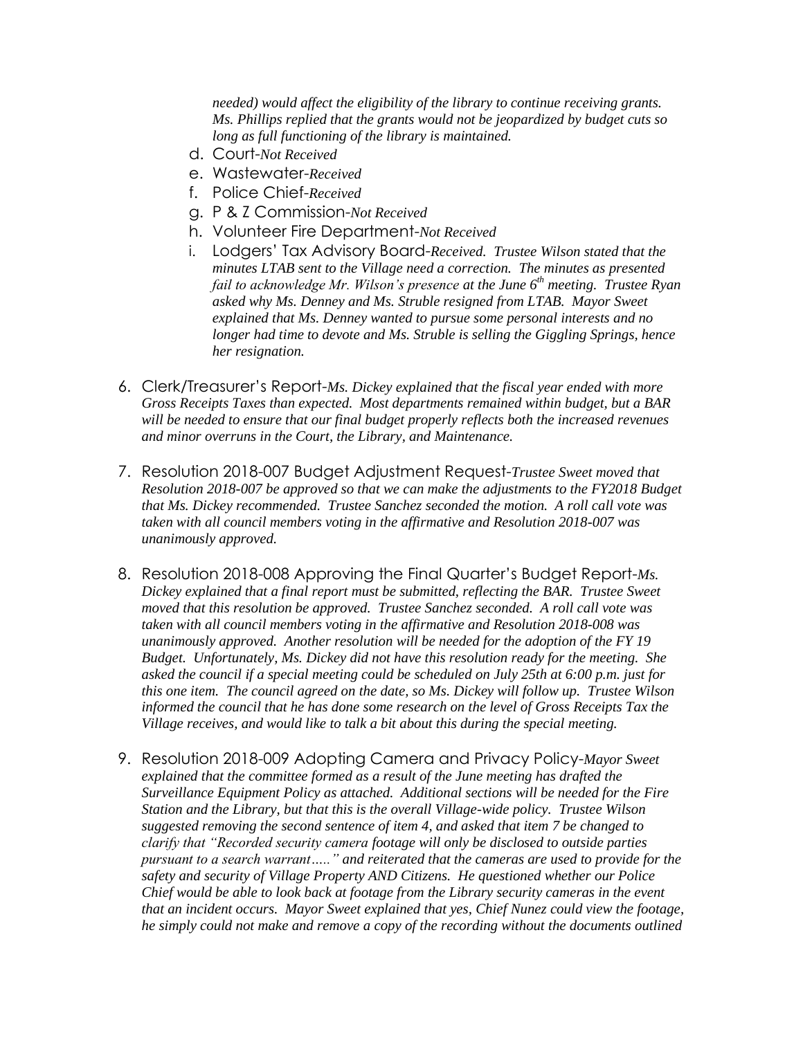*needed) would affect the eligibility of the library to continue receiving grants. Ms. Phillips replied that the grants would not be jeopardized by budget cuts so long as full functioning of the library is maintained.*

d. Court-*Not Received*
e. Wastewater-*Received*
f. Police Chief-*Received*
g. P & Z Commission-*Not Received*
h. Volunteer Fire Department-*Not Received*
i. Lodgers' Tax Advisory Board-*Received. Trustee Wilson stated that the minutes LTAB sent to the Village need a correction. The minutes as presented fail to acknowledge Mr. Wilson's presence at the June 6th meeting. Trustee Ryan asked why Ms. Denney and Ms. Struble resigned from LTAB. Mayor Sweet explained that Ms. Denney wanted to pursue some personal interests and no longer had time to devote and Ms. Struble is selling the Giggling Springs, hence her resignation.*

6. Clerk/Treasurer's Report-*Ms. Dickey explained that the fiscal year ended with more Gross Receipts Taxes than expected. Most departments remained within budget, but a BAR will be needed to ensure that our final budget properly reflects both the increased revenues and minor overruns in the Court, the Library, and Maintenance.*

7. Resolution 2018-007 Budget Adjustment Request-*Trustee Sweet moved that Resolution 2018-007 be approved so that we can make the adjustments to the FY2018 Budget that Ms. Dickey recommended. Trustee Sanchez seconded the motion. A roll call vote was taken with all council members voting in the affirmative and Resolution 2018-007 was unanimously approved.*

8. Resolution 2018-008 Approving the Final Quarter's Budget Report-*Ms. Dickey explained that a final report must be submitted, reflecting the BAR. Trustee Sweet moved that this resolution be approved. Trustee Sanchez seconded. A roll call vote was taken with all council members voting in the affirmative and Resolution 2018-008 was unanimously approved. Another resolution will be needed for the adoption of the FY 19 Budget. Unfortunately, Ms. Dickey did not have this resolution ready for the meeting. She asked the council if a special meeting could be scheduled on July 25th at 6:00 p.m. just for this one item. The council agreed on the date, so Ms. Dickey will follow up. Trustee Wilson informed the council that he has done some research on the level of Gross Receipts Tax the Village receives, and would like to talk a bit about this during the special meeting.*

9. Resolution 2018-009 Adopting Camera and Privacy Policy-*Mayor Sweet explained that the committee formed as a result of the June meeting has drafted the Surveillance Equipment Policy as attached. Additional sections will be needed for the Fire Station and the Library, but that this is the overall Village-wide policy. Trustee Wilson suggested removing the second sentence of item 4, and asked that item 7 be changed to clarify that "Recorded security camera footage will only be disclosed to outside parties pursuant to a search warrant….." and reiterated that the cameras are used to provide for the safety and security of Village Property AND Citizens. He questioned whether our Police Chief would be able to look back at footage from the Library security cameras in the event that an incident occurs. Mayor Sweet explained that yes, Chief Nunez could view the footage, he simply could not make and remove a copy of the recording without the documents outlined*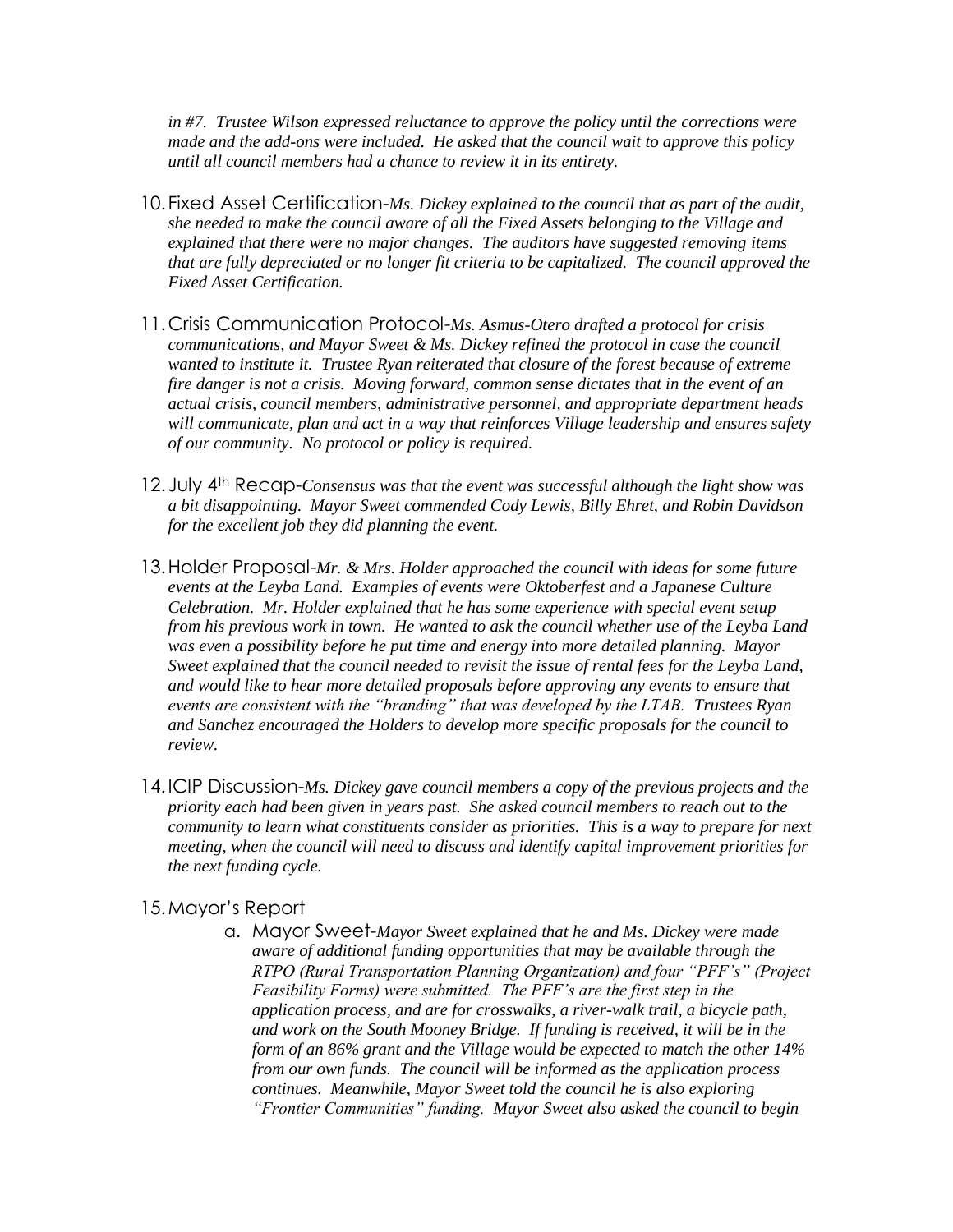*in #7. Trustee Wilson expressed reluctance to approve the policy until the corrections were made and the add-ons were included. He asked that the council wait to approve this policy until all council members had a chance to review it in its entirety.*

10. Fixed Asset Certification-*Ms. Dickey explained to the council that as part of the audit, she needed to make the council aware of all the Fixed Assets belonging to the Village and explained that there were no major changes. The auditors have suggested removing items that are fully depreciated or no longer fit criteria to be capitalized. The council approved the Fixed Asset Certification.*

11. Crisis Communication Protocol-*Ms. Asmus-Otero drafted a protocol for crisis communications, and Mayor Sweet & Ms. Dickey refined the protocol in case the council wanted to institute it. Trustee Ryan reiterated that closure of the forest because of extreme fire danger is not a crisis. Moving forward, common sense dictates that in the event of an actual crisis, council members, administrative personnel, and appropriate department heads will communicate, plan and act in a way that reinforces Village leadership and ensures safety of our community. No protocol or policy is required.*

12. July 4th Recap-*Consensus was that the event was successful although the light show was a bit disappointing. Mayor Sweet commended Cody Lewis, Billy Ehret, and Robin Davidson for the excellent job they did planning the event.*

13. Holder Proposal-*Mr. & Mrs. Holder approached the council with ideas for some future events at the Leyba Land. Examples of events were Oktoberfest and a Japanese Culture Celebration. Mr. Holder explained that he has some experience with special event setup from his previous work in town. He wanted to ask the council whether use of the Leyba Land was even a possibility before he put time and energy into more detailed planning. Mayor Sweet explained that the council needed to revisit the issue of rental fees for the Leyba Land, and would like to hear more detailed proposals before approving any events to ensure that events are consistent with the "branding" that was developed by the LTAB. Trustees Ryan and Sanchez encouraged the Holders to develop more specific proposals for the council to review.*

14. ICIP Discussion-*Ms. Dickey gave council members a copy of the previous projects and the priority each had been given in years past. She asked council members to reach out to the community to learn what constituents consider as priorities. This is a way to prepare for next meeting, when the council will need to discuss and identify capital improvement priorities for the next funding cycle.*

15. Mayor's Report
    a. Mayor Sweet-*Mayor Sweet explained that he and Ms. Dickey were made aware of additional funding opportunities that may be available through the RTPO (Rural Transportation Planning Organization) and four "PFF's" (Project Feasibility Forms) were submitted. The PFF's are the first step in the application process, and are for crosswalks, a river-walk trail, a bicycle path, and work on the South Mooney Bridge. If funding is received, it will be in the form of an 86% grant and the Village would be expected to match the other 14% from our own funds. The council will be informed as the application process continues. Meanwhile, Mayor Sweet told the council he is also exploring "Frontier Communities" funding. Mayor Sweet also asked the council to begin*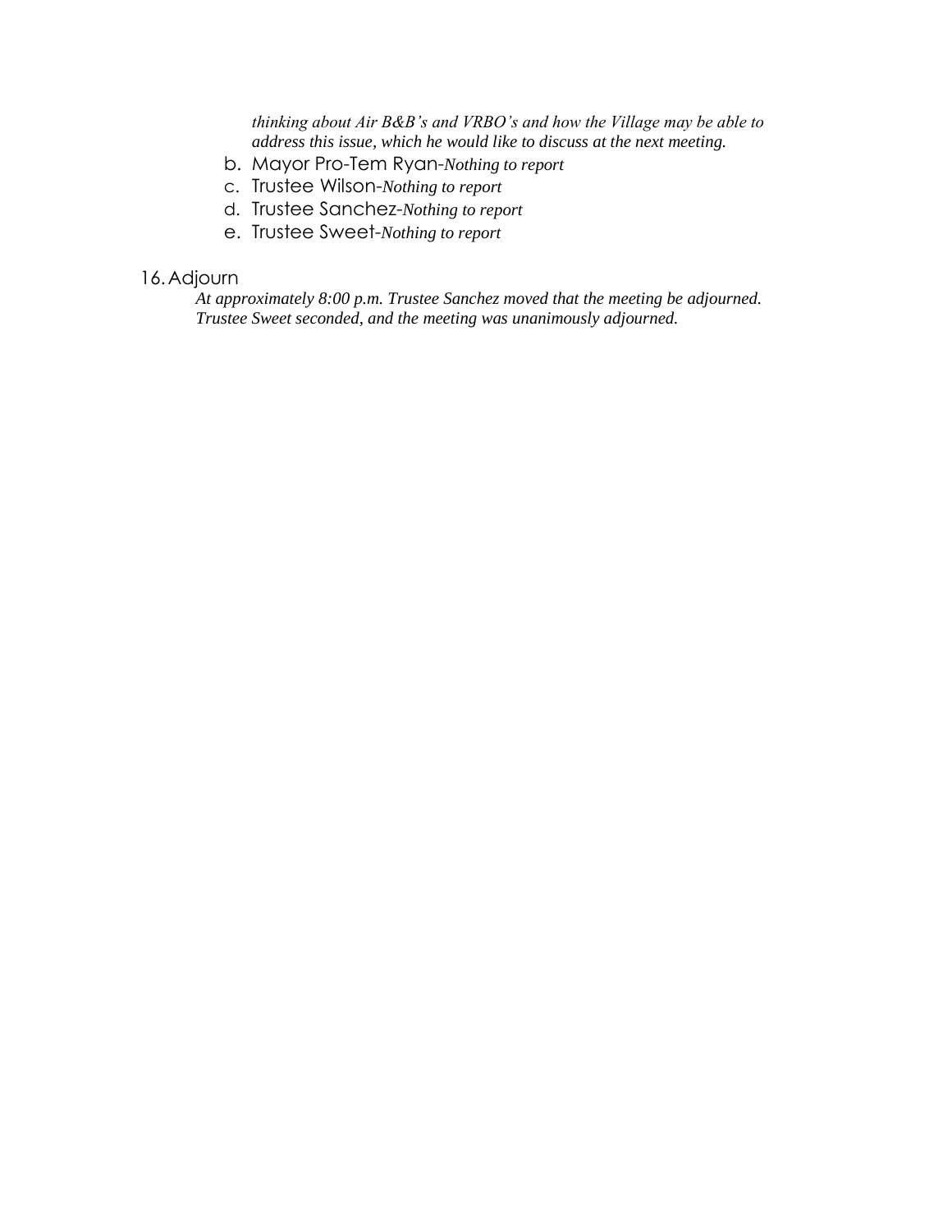*thinking about Air B&B's and VRBO's and how the Village may be able to address this issue, which he would like to discuss at the next meeting.*

b. Mayor Pro-Tem Ryan-*Nothing to report*
c. Trustee Wilson-*Nothing to report*
d. Trustee Sanchez-*Nothing to report*
e. Trustee Sweet-*Nothing to report*

16. Adjourn

*At approximately 8:00 p.m. Trustee Sanchez moved that the meeting be adjourned. Trustee Sweet seconded, and the meeting was unanimously adjourned.*